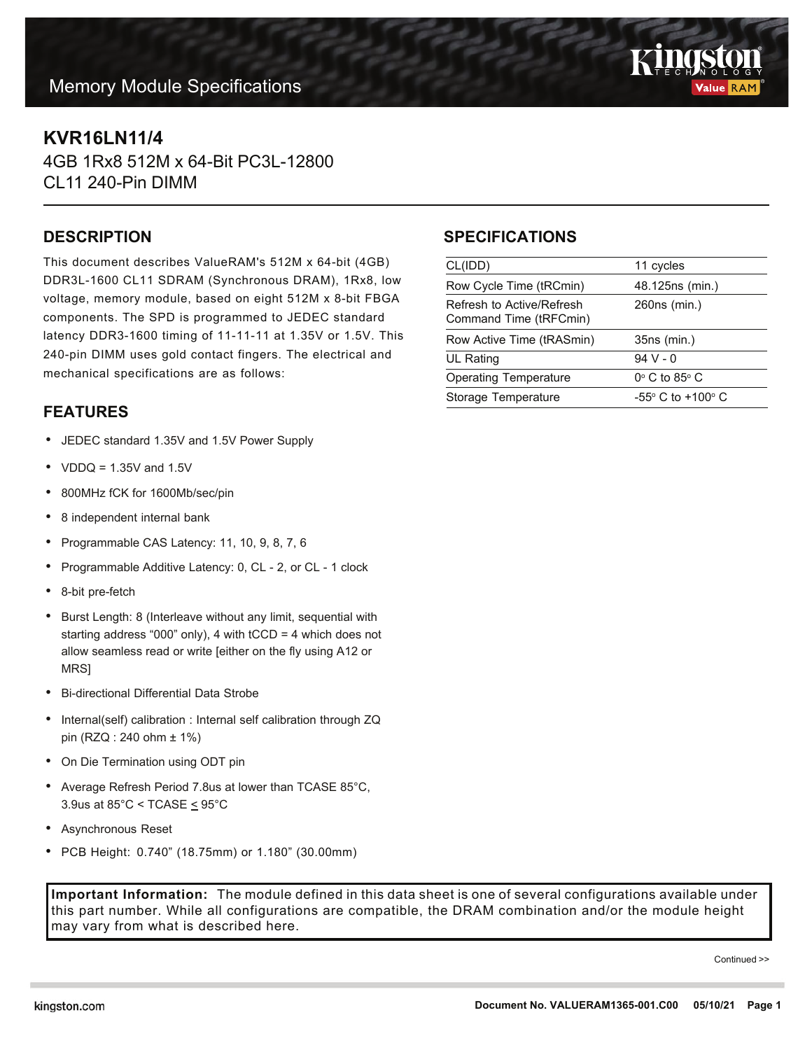Memory Module Specifications

# KVR16LN11/4

4GB 1Rx8 512M x 64-Bit PC3L-12800
CL11 240-Pin DIMM

## DESCRIPTION

This document describes ValueRAM's 512M x 64-bit (4GB) DDR3L-1600 CL11 SDRAM (Synchronous DRAM), 1Rx8, low voltage, memory module, based on eight 512M x 8-bit FBGA components. The SPD is programmed to JEDEC standard latency DDR3-1600 timing of 11-11-11 at 1.35V or 1.5V. This 240-pin DIMM uses gold contact fingers. The electrical and mechanical specifications are as follows:

## FEATURES

- JEDEC standard 1.35V and 1.5V Power Supply
- VDDQ = 1.35V and 1.5V
- 800MHz fCK for 1600Mb/sec/pin
- 8 independent internal bank
- Programmable CAS Latency: 11, 10, 9, 8, 7, 6
- Programmable Additive Latency: 0, CL - 2, or CL - 1 clock
- 8-bit pre-fetch
- Burst Length: 8 (Interleave without any limit, sequential with starting address “000” only), 4 with tCCD = 4 which does not allow seamless read or write [either on the fly using A12 or MRS]
- Bi-directional Differential Data Strobe
- Internal(self) calibration : Internal self calibration through ZQ pin (RZQ : 240 ohm ± 1%)
- On Die Termination using ODT pin
- Average Refresh Period 7.8us at lower than TCASE 85°C, 3.9us at 85°C < TCASE ≤ 95°C
- Asynchronous Reset
- PCB Height: 0.740” (18.75mm) or 1.180” (30.00mm)

## SPECIFICATIONS

| | |
|---|---|
| CL(IDD) | 11 cycles |
| Row Cycle Time (tRCmin) | 48.125ns (min.) |
| Refresh to Active/Refresh Command Time (tRFCmin) | 260ns (min.) |
| Row Active Time (tRASmin) | 35ns (min.) |
| UL Rating | 94 V - 0 |
| Operating Temperature | 0° C to 85° C |
| Storage Temperature | -55° C to +100° C |

**Important Information:** The module defined in this data sheet is one of several configurations available under this part number. While all configurations are compatible, the DRAM combination and/or the module height may vary from what is described here.

Continued >>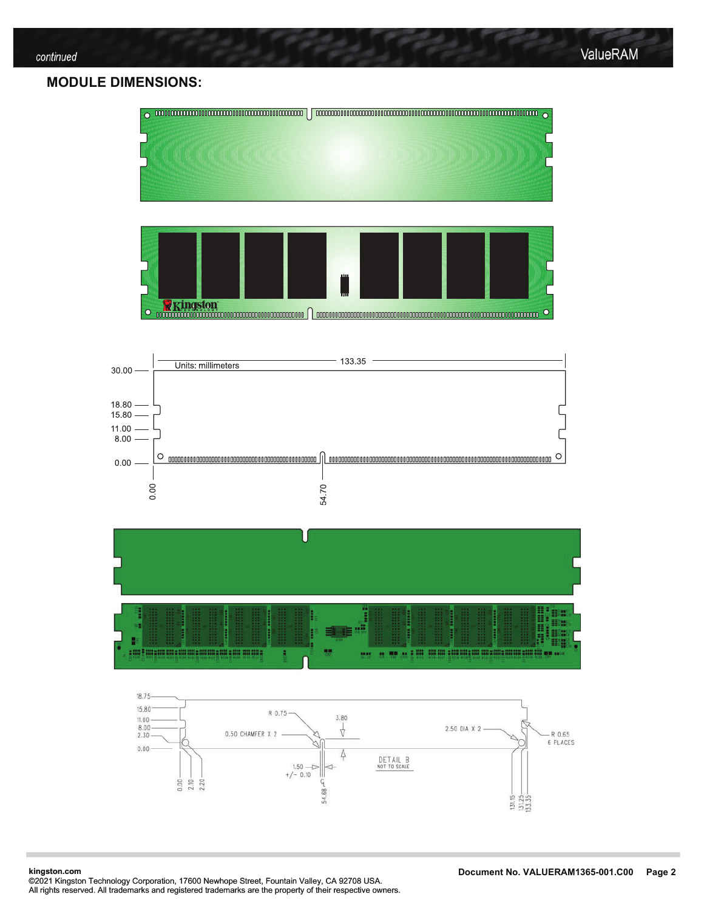## MODULE DIMENSIONS:

Units: millimeters

133.35

30.00
18.80
15.80
11.00
8.00
0.00

0.00
54.70

18.75
15.80
11.00
8.00
2.30
0.00

R 0.75
3.80
0.50 CHAMFER X 2
2.50 DIA X 2
R 0.65
6 PLACES
1.50
+/− 0.10
DETAIL B
NOT TO SCALE

0.00
2.10
2.20
54.68
131.15
131.25
133.35